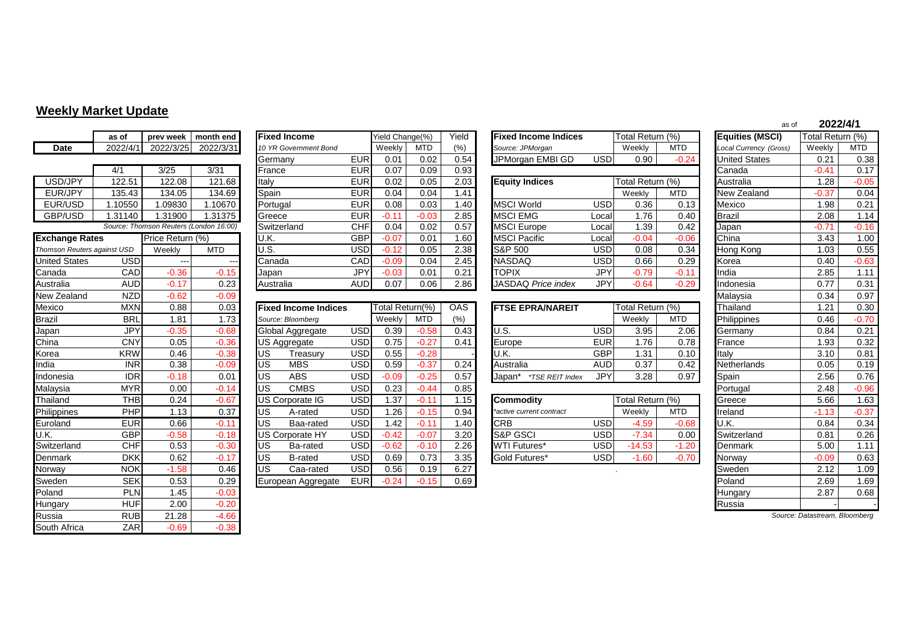## Weekly Market Update

as of **2022/4/1**

| | as of | prev week | month end |
|---|---|---|---|
| **Date** | 2022/4/1 | 2022/3/25 | 2022/3/31 |
| | 4/1 | 3/25 | 3/31 |
| USD/JPY | 122.51 | 122.08 | 121.68 |
| EUR/JPY | 135.43 | 134.05 | 134.69 |
| EUR/USD | 1.10550 | 1.09830 | 1.10670 |
| GBP/USD | 1.31140 | 1.31900 | 1.31375 |

*Source: Thomson Reuters (London 16:00)*

| **Exchange Rates** | | Price Return (%) | |
|---|---|---|---|
| *Thomson Reuters against USD* | | Weekly | MTD |
| United States | USD | --- | --- |
| Canada | CAD | -0.36 | -0.15 |
| Australia | AUD | -0.17 | 0.23 |
| New Zealand | NZD | -0.62 | -0.09 |
| Mexico | MXN | 0.88 | 0.03 |
| Brazil | BRL | 1.81 | 1.73 |
| Japan | JPY | -0.35 | -0.68 |
| China | CNY | 0.05 | -0.36 |
| Korea | KRW | 0.46 | -0.38 |
| India | INR | 0.38 | -0.09 |
| Indonesia | IDR | -0.18 | 0.01 |
| Malaysia | MYR | 0.00 | -0.14 |
| Thailand | THB | 0.24 | -0.67 |
| Philippines | PHP | 1.13 | 0.37 |
| Euroland | EUR | 0.66 | -0.11 |
| U.K. | GBP | -0.58 | -0.18 |
| Switzerland | CHF | 0.53 | -0.30 |
| Denmark | DKK | 0.62 | -0.17 |
| Norway | NOK | -1.58 | 0.46 |
| Sweden | SEK | 0.53 | 0.29 |
| Poland | PLN | 1.45 | -0.03 |
| Hungary | HUF | 2.00 | -0.20 |
| Russia | RUB | 21.28 | -4.66 |
| South Africa | ZAR | -0.69 | -0.38 |

| **Fixed Income** | | Yield Change(%) | | Yield |
|---|---|---|---|---|
| *10 YR Government Bond* | | Weekly | MTD | (%) |
| Germany | EUR | 0.01 | 0.02 | 0.54 |
| France | EUR | 0.07 | 0.09 | 0.93 |
| Italy | EUR | 0.02 | 0.05 | 2.03 |
| Spain | EUR | 0.04 | 0.04 | 1.41 |
| Portugal | EUR | 0.08 | 0.03 | 1.40 |
| Greece | EUR | -0.11 | -0.03 | 2.85 |
| Switzerland | CHF | 0.04 | 0.02 | 0.57 |
| U.K. | GBP | -0.07 | 0.01 | 1.60 |
| U.S. | USD | -0.12 | 0.05 | 2.38 |
| Canada | CAD | -0.09 | 0.04 | 2.45 |
| Japan | JPY | -0.03 | 0.01 | 0.21 |
| Australia | AUD | 0.07 | 0.06 | 2.86 |

| **Fixed Income Indices** | | Total Return(%) | | OAS |
|---|---|---|---|---|
| *Source: Bloomberg* | | Weekly | MTD | (%) |
| Global Aggregate | USD | 0.39 | -0.58 | 0.43 |
| US Aggregate | USD | 0.75 | -0.27 | 0.41 |
| US Treasury | USD | 0.55 | -0.28 | - |
| US MBS | USD | 0.59 | -0.37 | 0.24 |
| US ABS | USD | -0.09 | -0.25 | 0.57 |
| US CMBS | USD | 0.23 | -0.44 | 0.85 |
| US Corporate IG | USD | 1.37 | -0.11 | 1.15 |
| US A-rated | USD | 1.26 | -0.15 | 0.94 |
| US Baa-rated | USD | 1.42 | -0.11 | 1.40 |
| US Corporate HY | USD | -0.42 | -0.07 | 3.20 |
| US Ba-rated | USD | -0.62 | -0.10 | 2.26 |
| US B-rated | USD | 0.69 | 0.73 | 3.35 |
| US Caa-rated | USD | 0.56 | 0.19 | 6.27 |
| European Aggregate | EUR | -0.24 | -0.15 | 0.69 |

| **Fixed Income Indices** | | Total Return (%) | |
|---|---|---|---|
| *Source: JPMorgan* | | Weekly | MTD |
| JPMorgan EMBI GD | USD | 0.90 | -0.24 |

| **Equity Indices** | | Total Return (%) | |
|---|---|---|---|
| | | Weekly | MTD |
| MSCI World | USD | 0.36 | 0.13 |
| MSCI EMG | Local | 1.76 | 0.40 |
| MSCI Europe | Local | 1.39 | 0.42 |
| MSCI Pacific | Local | -0.04 | -0.06 |
| S&P 500 | USD | 0.08 | 0.34 |
| NASDAQ | USD | 0.66 | 0.29 |
| TOPIX | JPY | -0.79 | -0.11 |
| JASDAQ *Price index* | JPY | -0.64 | -0.29 |

| **FTSE EPRA/NAREIT** | | Total Return (%) | |
|---|---|---|---|
| | | Weekly | MTD |
| U.S. | USD | 3.95 | 2.06 |
| Europe | EUR | 1.76 | 0.78 |
| U.K. | GBP | 1.31 | 0.10 |
| Australia | AUD | 0.37 | 0.42 |
| Japan* *TSE REIT Index* | JPY | 3.28 | 0.97 |

| **Commodity** | | Total Return (%) | |
|---|---|---|---|
| *active current contract* | | Weekly | MTD |
| CRB | USD | -4.59 | -0.68 |
| S&P GSCI | USD | -7.34 | 0.00 |
| WTI Futures* | USD | -14.53 | -1.20 |
| Gold Futures* | USD | -1.60 | -0.70 |

| **Equities (MSCI)** | Total Return (%) | |
|---|---|---|
| *Local Currency (Gross)* | Weekly | MTD |
| United States | 0.21 | 0.38 |
| Canada | -0.41 | 0.17 |
| Australia | 1.28 | -0.05 |
| New Zealand | -0.37 | 0.04 |
| Mexico | 1.98 | 0.21 |
| Brazil | 2.08 | 1.14 |
| Japan | -0.71 | -0.16 |
| China | 3.43 | 1.00 |
| Hong Kong | 1.03 | 0.55 |
| Korea | 0.40 | -0.63 |
| India | 2.85 | 1.11 |
| Indonesia | 0.77 | 0.31 |
| Malaysia | 0.34 | 0.97 |
| Thailand | 1.21 | 0.30 |
| Philippines | 0.46 | -0.70 |
| Germany | 0.84 | 0.21 |
| France | 1.93 | 0.32 |
| Italy | 3.10 | 0.81 |
| Netherlands | 0.05 | 0.19 |
| Spain | 2.56 | 0.76 |
| Portugal | 2.48 | -0.96 |
| Greece | 5.66 | 1.63 |
| Ireland | -1.13 | -0.37 |
| U.K. | 0.84 | 0.34 |
| Switzerland | 0.81 | 0.26 |
| Denmark | 5.00 | 1.11 |
| Norway | -0.09 | 0.63 |
| Sweden | 2.12 | 1.09 |
| Poland | 2.69 | 1.69 |
| Hungary | 2.87 | 0.68 |
| Russia | - | - |

*Source: Datastream, Bloomberg*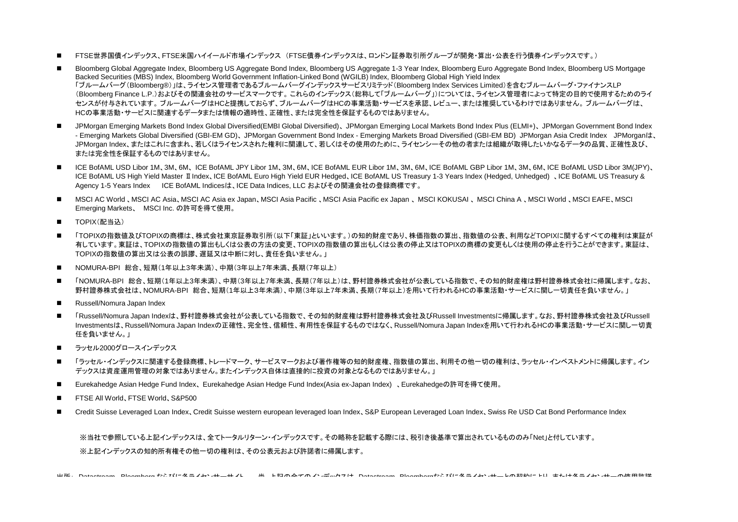- FTSE世界国債インデックス、FTSE米国ハイイールド市場インデックス （FTSE債券インデックスは、ロンドン証券取引所グループが開発・算出・公表を行う債券インデックスです。）

- Bloomberg Global Aggregate Index, Bloomberg US Aggregate Bond Index, Bloomberg US Aggregate 1-3 Year Index, Bloomberg Euro Aggregate Bond Index, Bloomberg US Mortgage Backed Securities (MBS) Index, Bloomberg World Government Inflation-Linked Bond (WGILB) Index, Bloomberg Global High Yield Index
「ブルームバーグ（Bloomberg®）」は、ライセンス管理者であるブルームバーグインデックスサービスリミテッド（Bloomberg Index Services Limited）を含むブルームバーグ・ファイナンスLP（Bloomberg Finance L.P.）およびその関連会社のサービスマークです。これらのインデックス（総称して「ブルームバーグ」）については、ライセンス管理者によって特定の目的で使用するためのライセンスが付与されています。ブルームバーグはHCと提携しておらず、ブルームバーグはHCの事業活動・サービスを承認、レビュー、または推奨しているわけではありません。ブルームバーグは、HCの事業活動・サービスに関連するデータまたは情報の適時性、正確性、または完全性を保証するものではありません。

- JPMorgan Emerging Markets Bond Index Global Diversified(EMBI Global Diversified)、JPMorgan Emerging Local Markets Bond Index Plus (ELMI+)、JPMorgan Government Bond Index - Emerging Markets Global Diversified (GBI-EM GD)、JPMorgan Government Bond Index - Emerging Markets Broad Diversified (GBI-EM BD) JPMorgan Asia Credit Index JPMorganは、JPMorgan Index、またはこれに含まれ、若しくはライセンスされた権利に関連して、若しくはその使用のために、ライセンシーその他の者または組織が取得したいかなるデータの品質、正確性及び、または完全性を保証するものではありません。

- ICE BofAML USD Libor 1M、3M、6M、ICE BofAML JPY Libor 1M、3M、6M、ICE BofAML EUR Libor 1M、3M、6M、ICE BofAML GBP Libor 1M、3M、6M、ICE BofAML USD Libor 3M(JPY)、ICE BofAML US High Yield Master Ⅱ Index、ICE BofAML Euro High Yield EUR Hedged、ICE BofAML US Treasury 1-3 Years Index (Hedged, Unhedged) 、ICE BofAML US Treasury & Agency 1-5 Years Index ICE BofAML Indicesは、ICE Data Indices, LLC およびその関連会社の登録商標です。

- MSCI AC World 、MSCI AC Asia、MSCI AC Asia ex Japan、MSCI Asia Pacific 、MSCI Asia Pacific ex Japan 、 MSCI KOKUSAI 、 MSCI China A 、MSCI World 、MSCI EAFE、MSCI Emerging Markets、 MSCI Inc. の許可を得て使用。

- TOPIX（配当込）

- 「TOPIXの指数値及びTOPIXの商標は、株式会社東京証券取引所（以下「東証」といいます。）の知的財産であり、株価指数の算出、指数値の公表、利用などTOPIXに関するすべての権利は東証が有しています。東証は、TOPIXの指数値の算出もしくは公表の方法の変更、TOPIXの指数値の算出もしくは公表の停止又はTOPIXの商標の変更もしくは使用の停止を行うことができます。東証は、TOPIXの指数値の算出又は公表の誤謬、遅延又は中断に対し、責任を負いません。」

- NOMURA-BPI 総合、短期（1年以上3年未満）、中期（3年以上7年未満、長期（7年以上）

- 「NOMURA-BPI 総合、短期（1年以上3年未満）、中期（3年以上7年未満、長期（7年以上）は、野村證券株式会社が公表している指数で、その知的財産権は野村證券株式会社に帰属します。なお、野村證券株式会社は、NOMURA-BPI 総合、短期（1年以上3年未満）、中期（3年以上7年未満、長期（7年以上）を用いて行われるHCの事業活動・サービスに関し一切責任を負いません。」

- Russell/Nomura Japan Index

- 「Russell/Nomura Japan Indexは、野村證券株式会社が公表している指数で、その知的財産権は野村證券株式会社及びRussell Investmentsに帰属します。なお、野村證券株式会社及びRussell Investmentsは、Russell/Nomura Japan Indexの正確性、完全性、信頼性、有用性を保証するものではなく、Russell/Nomura Japan Indexを用いて行われるHCの事業活動・サービスに関し一切責任を負いません。」

- ラッセル2000グロースインデックス

- 「ラッセル・インデックスに関連する登録商標、トレードマーク、サービスマークおよび著作権等の知的財産権、指数値の算出、利用その他一切の権利は、ラッセル・インベストメントに帰属します。インデックスは資産運用管理の対象ではありません。またインデックス自体は直接的に投資の対象となるものではありません。」

- Eurekahedge Asian Hedge Fund Index、Eurekahedge Asian Hedge Fund Index(Asia ex-Japan Index) 、Eurekahedgeの許可を得て使用。

- FTSE All World、FTSE World、S&P500

- Credit Suisse Leveraged Loan Index、Credit Suisse western european leveraged loan Index、S&P European Leveraged Loan Index、Swiss Re USD Cat Bond Performance Index

※当社で参照している上記インデックスは、全てトータルリターン・インデックスです。その略称を記載する際には、税引き後基準で算出されているもののみ「Net」と付しています。

※上記インデックスの知的所有権その他一切の権利は、その公表元および許諾者に帰属します。

出所： Datastream、Bloomberg ならびに各ライセンサーサイト 尚、上記の全てのインデックスは、Datastream、Bloombergならびに各ライセンサーとの契約により、または各ライセンサーの使用許諾